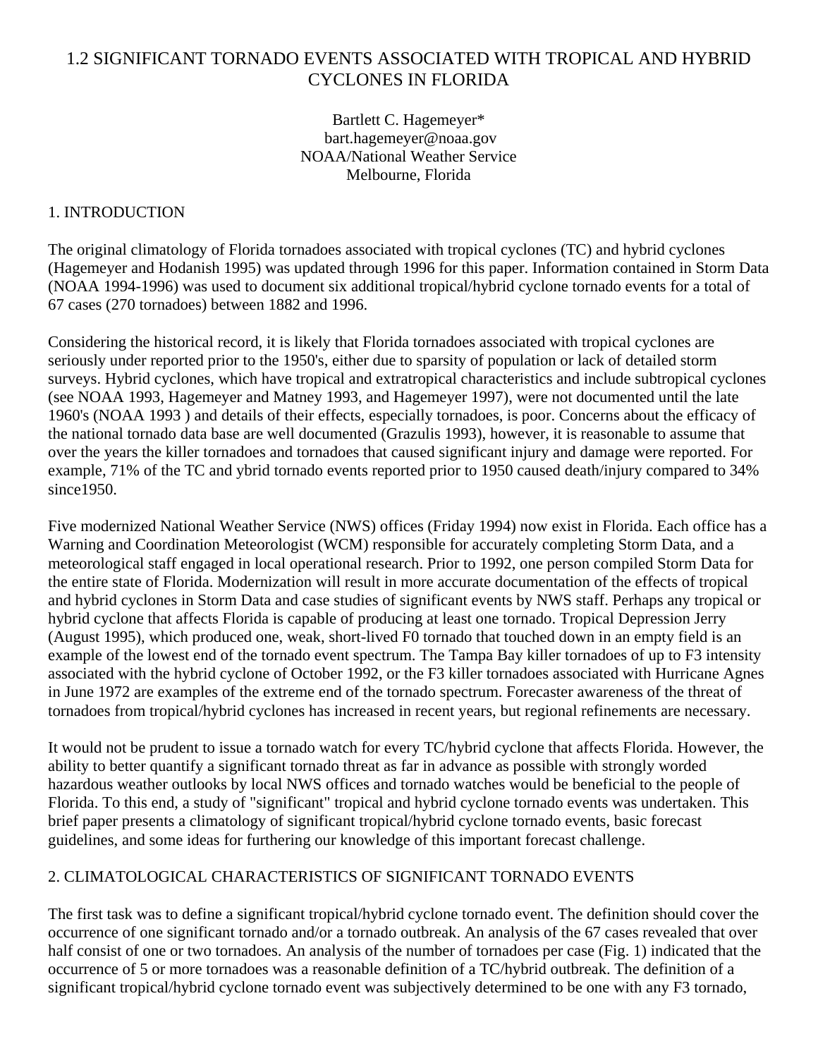# 1.2 SIGNIFICANT TORNADO EVENTS ASSOCIATED WITH TROPICAL AND HYBRID CYCLONES IN FLORIDA

Bartlett C. Hagemeyer*
bart.hagemeyer@noaa.gov
NOAA/National Weather Service
Melbourne, Florida

## 1. INTRODUCTION

The original climatology of Florida tornadoes associated with tropical cyclones (TC) and hybrid cyclones (Hagemeyer and Hodanish 1995) was updated through 1996 for this paper. Information contained in Storm Data (NOAA 1994-1996) was used to document six additional tropical/hybrid cyclone tornado events for a total of 67 cases (270 tornadoes) between 1882 and 1996.

Considering the historical record, it is likely that Florida tornadoes associated with tropical cyclones are seriously under reported prior to the 1950's, either due to sparsity of population or lack of detailed storm surveys. Hybrid cyclones, which have tropical and extratropical characteristics and include subtropical cyclones (see NOAA 1993, Hagemeyer and Matney 1993, and Hagemeyer 1997), were not documented until the late 1960's (NOAA 1993 ) and details of their effects, especially tornadoes, is poor. Concerns about the efficacy of the national tornado data base are well documented (Grazulis 1993), however, it is reasonable to assume that over the years the killer tornadoes and tornadoes that caused significant injury and damage were reported. For example, 71% of the TC and ybrid tornado events reported prior to 1950 caused death/injury compared to 34% since1950.

Five modernized National Weather Service (NWS) offices (Friday 1994) now exist in Florida. Each office has a Warning and Coordination Meteorologist (WCM) responsible for accurately completing Storm Data, and a meteorological staff engaged in local operational research. Prior to 1992, one person compiled Storm Data for the entire state of Florida. Modernization will result in more accurate documentation of the effects of tropical and hybrid cyclones in Storm Data and case studies of significant events by NWS staff. Perhaps any tropical or hybrid cyclone that affects Florida is capable of producing at least one tornado. Tropical Depression Jerry (August 1995), which produced one, weak, short-lived F0 tornado that touched down in an empty field is an example of the lowest end of the tornado event spectrum. The Tampa Bay killer tornadoes of up to F3 intensity associated with the hybrid cyclone of October 1992, or the F3 killer tornadoes associated with Hurricane Agnes in June 1972 are examples of the extreme end of the tornado spectrum. Forecaster awareness of the threat of tornadoes from tropical/hybrid cyclones has increased in recent years, but regional refinements are necessary.

It would not be prudent to issue a tornado watch for every TC/hybrid cyclone that affects Florida. However, the ability to better quantify a significant tornado threat as far in advance as possible with strongly worded hazardous weather outlooks by local NWS offices and tornado watches would be beneficial to the people of Florida. To this end, a study of "significant" tropical and hybrid cyclone tornado events was undertaken. This brief paper presents a climatology of significant tropical/hybrid cyclone tornado events, basic forecast guidelines, and some ideas for furthering our knowledge of this important forecast challenge.

## 2. CLIMATOLOGICAL CHARACTERISTICS OF SIGNIFICANT TORNADO EVENTS

The first task was to define a significant tropical/hybrid cyclone tornado event. The definition should cover the occurrence of one significant tornado and/or a tornado outbreak. An analysis of the 67 cases revealed that over half consist of one or two tornadoes. An analysis of the number of tornadoes per case (Fig. 1) indicated that the occurrence of 5 or more tornadoes was a reasonable definition of a TC/hybrid outbreak. The definition of a significant tropical/hybrid cyclone tornado event was subjectively determined to be one with any F3 tornado,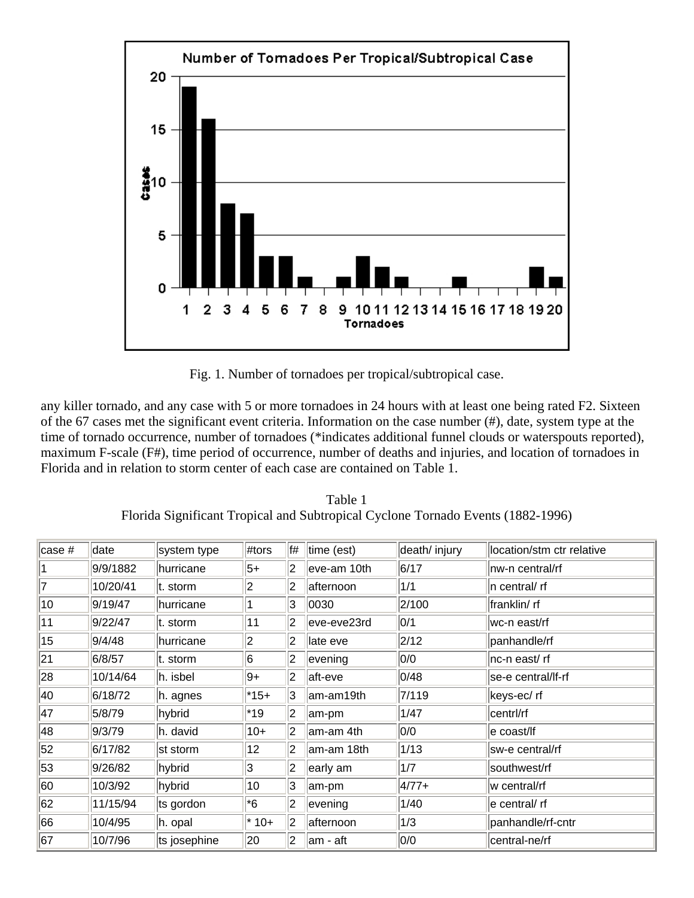Fig. 1. Number of tornadoes per tropical/subtropical case.

any killer tornado, and any case with 5 or more tornadoes in 24 hours with at least one being rated F2. Sixteen of the 67 cases met the significant event criteria. Information on the case number (#), date, system type at the time of tornado occurrence, number of tornadoes (*indicates additional funnel clouds or waterspouts reported), maximum F-scale (F#), time period of occurrence, number of deaths and injuries, and location of tornadoes in Florida and in relation to storm center of each case are contained on Table 1.

Table 1
Florida Significant Tropical and Subtropical Cyclone Tornado Events (1882-1996)

| case # | date | system type | #tors | f# | time (est) | death/ injury | location/stm ctr relative |
|---|---|---|---|---|---|---|---|
| 1 | 9/9/1882 | hurricane | 5+ | 2 | eve-am 10th | 6/17 | nw-n central/rf |
| 7 | 10/20/41 | t. storm | 2 | 2 | afternoon | 1/1 | n central/ rf |
| 10 | 9/19/47 | hurricane | 1 | 3 | 0030 | 2/100 | franklin/ rf |
| 11 | 9/22/47 | t. storm | 11 | 2 | eve-eve23rd | 0/1 | wc-n east/rf |
| 15 | 9/4/48 | hurricane | 2 | 2 | late eve | 2/12 | panhandle/rf |
| 21 | 6/8/57 | t. storm | 6 | 2 | evening | 0/0 | nc-n east/ rf |
| 28 | 10/14/64 | h. isbel | 9+ | 2 | aft-eve | 0/48 | se-e central/lf-rf |
| 40 | 6/18/72 | h. agnes | *15+ | 3 | am-am19th | 7/119 | keys-ec/ rf |
| 47 | 5/8/79 | hybrid | *19 | 2 | am-pm | 1/47 | centrl/rf |
| 48 | 9/3/79 | h. david | 10+ | 2 | am-am 4th | 0/0 | e coast/lf |
| 52 | 6/17/82 | st storm | 12 | 2 | am-am 18th | 1/13 | sw-e central/rf |
| 53 | 9/26/82 | hybrid | 3 | 2 | early am | 1/7 | southwest/rf |
| 60 | 10/3/92 | hybrid | 10 | 3 | am-pm | 4/77+ | w central/rf |
| 62 | 11/15/94 | ts gordon | *6 | 2 | evening | 1/40 | e central/ rf |
| 66 | 10/4/95 | h. opal | * 10+ | 2 | afternoon | 1/3 | panhandle/rf-cntr |
| 67 | 10/7/96 | ts josephine | 20 | 2 | am - aft | 0/0 | central-ne/rf |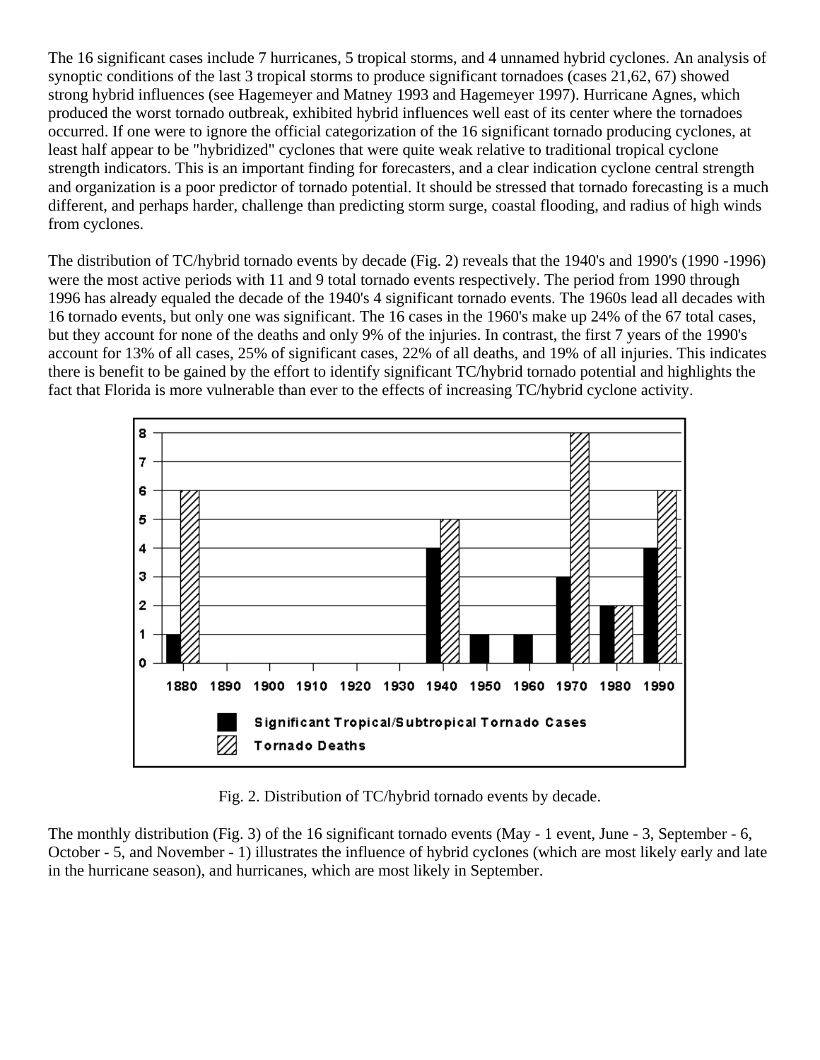The 16 significant cases include 7 hurricanes, 5 tropical storms, and 4 unnamed hybrid cyclones. An analysis of synoptic conditions of the last 3 tropical storms to produce significant tornadoes (cases 21,62, 67) showed strong hybrid influences (see Hagemeyer and Matney 1993 and Hagemeyer 1997). Hurricane Agnes, which produced the worst tornado outbreak, exhibited hybrid influences well east of its center where the tornadoes occurred. If one were to ignore the official categorization of the 16 significant tornado producing cyclones, at least half appear to be "hybridized" cyclones that were quite weak relative to traditional tropical cyclone strength indicators. This is an important finding for forecasters, and a clear indication cyclone central strength and organization is a poor predictor of tornado potential. It should be stressed that tornado forecasting is a much different, and perhaps harder, challenge than predicting storm surge, coastal flooding, and radius of high winds from cyclones.

The distribution of TC/hybrid tornado events by decade (Fig. 2) reveals that the 1940's and 1990's (1990 -1996) were the most active periods with 11 and 9 total tornado events respectively. The period from 1990 through 1996 has already equaled the decade of the 1940's 4 significant tornado events. The 1960s lead all decades with 16 tornado events, but only one was significant. The 16 cases in the 1960's make up 24% of the 67 total cases, but they account for none of the deaths and only 9% of the injuries. In contrast, the first 7 years of the 1990's account for 13% of all cases, 25% of significant cases, 22% of all deaths, and 19% of all injuries. This indicates there is benefit to be gained by the effort to identify significant TC/hybrid tornado potential and highlights the fact that Florida is more vulnerable than ever to the effects of increasing TC/hybrid cyclone activity.

| Decade | Significant Tropical/Subtropical Tornado Cases | Tornado Deaths |
|---|---|---|
| 1880 | 1 | 6 |
| 1890 | 0 | 0 |
| 1900 | 0 | 0 |
| 1910 | 0 | 0 |
| 1920 | 0 | 0 |
| 1930 | 0 | 0 |
| 1940 | 4 | 5 |
| 1950 | 1 | 0 |
| 1960 | 1 | 0 |
| 1970 | 3 | 8 |
| 1980 | 2 | 2 |
| 1990 | 4 | 6 |

Fig. 2. Distribution of TC/hybrid tornado events by decade.

The monthly distribution (Fig. 3) of the 16 significant tornado events (May - 1 event, June - 3, September - 6, October - 5, and November - 1) illustrates the influence of hybrid cyclones (which are most likely early and late in the hurricane season), and hurricanes, which are most likely in September.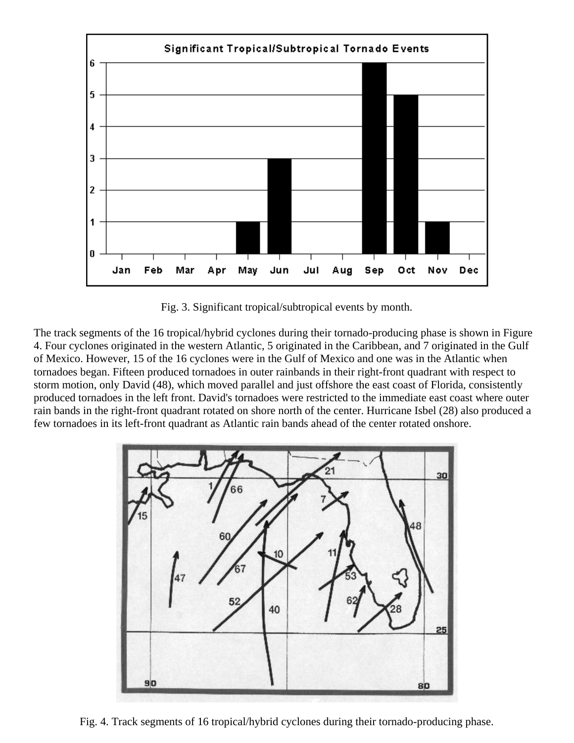Fig. 3. Significant tropical/subtropical events by month.

The track segments of the 16 tropical/hybrid cyclones during their tornado-producing phase is shown in Figure 4. Four cyclones originated in the western Atlantic, 5 originated in the Caribbean, and 7 originated in the Gulf of Mexico. However, 15 of the 16 cyclones were in the Gulf of Mexico and one was in the Atlantic when tornadoes began. Fifteen produced tornadoes in outer rainbands in their right-front quadrant with respect to storm motion, only David (48), which moved parallel and just offshore the east coast of Florida, consistently produced tornadoes in the left front. David's tornadoes were restricted to the immediate east coast where outer rain bands in the right-front quadrant rotated on shore north of the center. Hurricane Isbel (28) also produced a few tornadoes in its left-front quadrant as Atlantic rain bands ahead of the center rotated onshore.

Fig. 4. Track segments of 16 tropical/hybrid cyclones during their tornado-producing phase.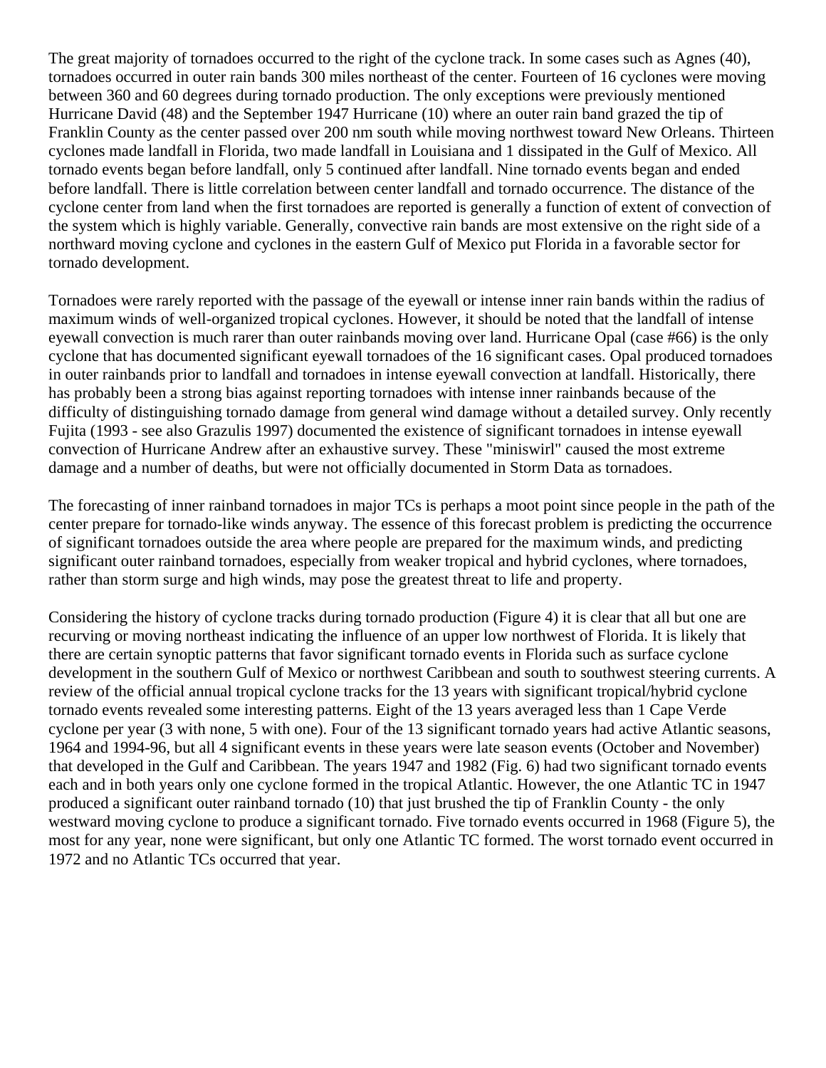The great majority of tornadoes occurred to the right of the cyclone track. In some cases such as Agnes (40), tornadoes occurred in outer rain bands 300 miles northeast of the center. Fourteen of 16 cyclones were moving between 360 and 60 degrees during tornado production. The only exceptions were previously mentioned Hurricane David (48) and the September 1947 Hurricane (10) where an outer rain band grazed the tip of Franklin County as the center passed over 200 nm south while moving northwest toward New Orleans. Thirteen cyclones made landfall in Florida, two made landfall in Louisiana and 1 dissipated in the Gulf of Mexico. All tornado events began before landfall, only 5 continued after landfall. Nine tornado events began and ended before landfall. There is little correlation between center landfall and tornado occurrence. The distance of the cyclone center from land when the first tornadoes are reported is generally a function of extent of convection of the system which is highly variable. Generally, convective rain bands are most extensive on the right side of a northward moving cyclone and cyclones in the eastern Gulf of Mexico put Florida in a favorable sector for tornado development.

Tornadoes were rarely reported with the passage of the eyewall or intense inner rain bands within the radius of maximum winds of well-organized tropical cyclones. However, it should be noted that the landfall of intense eyewall convection is much rarer than outer rainbands moving over land. Hurricane Opal (case #66) is the only cyclone that has documented significant eyewall tornadoes of the 16 significant cases. Opal produced tornadoes in outer rainbands prior to landfall and tornadoes in intense eyewall convection at landfall. Historically, there has probably been a strong bias against reporting tornadoes with intense inner rainbands because of the difficulty of distinguishing tornado damage from general wind damage without a detailed survey. Only recently Fujita (1993 - see also Grazulis 1997) documented the existence of significant tornadoes in intense eyewall convection of Hurricane Andrew after an exhaustive survey. These "miniswirl" caused the most extreme damage and a number of deaths, but were not officially documented in Storm Data as tornadoes.

The forecasting of inner rainband tornadoes in major TCs is perhaps a moot point since people in the path of the center prepare for tornado-like winds anyway. The essence of this forecast problem is predicting the occurrence of significant tornadoes outside the area where people are prepared for the maximum winds, and predicting significant outer rainband tornadoes, especially from weaker tropical and hybrid cyclones, where tornadoes, rather than storm surge and high winds, may pose the greatest threat to life and property.

Considering the history of cyclone tracks during tornado production (Figure 4) it is clear that all but one are recurving or moving northeast indicating the influence of an upper low northwest of Florida. It is likely that there are certain synoptic patterns that favor significant tornado events in Florida such as surface cyclone development in the southern Gulf of Mexico or northwest Caribbean and south to southwest steering currents. A review of the official annual tropical cyclone tracks for the 13 years with significant tropical/hybrid cyclone tornado events revealed some interesting patterns. Eight of the 13 years averaged less than 1 Cape Verde cyclone per year (3 with none, 5 with one). Four of the 13 significant tornado years had active Atlantic seasons, 1964 and 1994-96, but all 4 significant events in these years were late season events (October and November) that developed in the Gulf and Caribbean. The years 1947 and 1982 (Fig. 6) had two significant tornado events each and in both years only one cyclone formed in the tropical Atlantic. However, the one Atlantic TC in 1947 produced a significant outer rainband tornado (10) that just brushed the tip of Franklin County - the only westward moving cyclone to produce a significant tornado. Five tornado events occurred in 1968 (Figure 5), the most for any year, none were significant, but only one Atlantic TC formed. The worst tornado event occurred in 1972 and no Atlantic TCs occurred that year.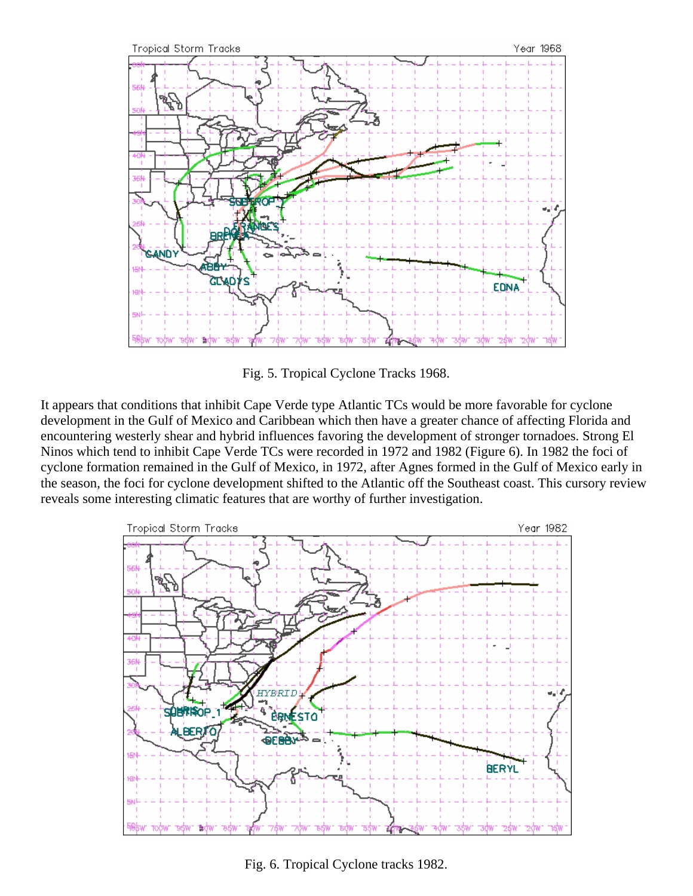Fig. 5. Tropical Cyclone Tracks 1968.

It appears that conditions that inhibit Cape Verde type Atlantic TCs would be more favorable for cyclone development in the Gulf of Mexico and Caribbean which then have a greater chance of affecting Florida and encountering westerly shear and hybrid influences favoring the development of stronger tornadoes. Strong El Ninos which tend to inhibit Cape Verde TCs were recorded in 1972 and 1982 (Figure 6). In 1982 the foci of cyclone formation remained in the Gulf of Mexico, in 1972, after Agnes formed in the Gulf of Mexico early in the season, the foci for cyclone development shifted to the Atlantic off the Southeast coast. This cursory review reveals some interesting climatic features that are worthy of further investigation.

Fig. 6. Tropical Cyclone tracks 1982.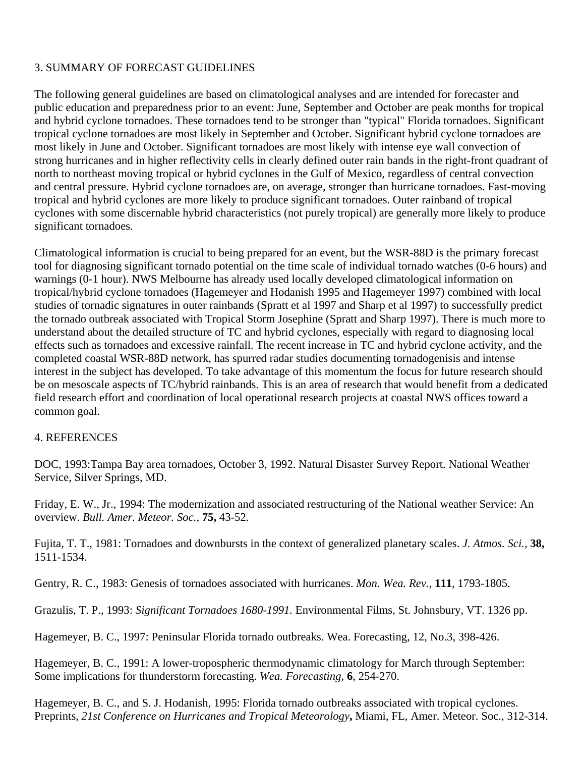## 3. SUMMARY OF FORECAST GUIDELINES

The following general guidelines are based on climatological analyses and are intended for forecaster and public education and preparedness prior to an event: June, September and October are peak months for tropical and hybrid cyclone tornadoes. These tornadoes tend to be stronger than "typical" Florida tornadoes. Significant tropical cyclone tornadoes are most likely in September and October. Significant hybrid cyclone tornadoes are most likely in June and October. Significant tornadoes are most likely with intense eye wall convection of strong hurricanes and in higher reflectivity cells in clearly defined outer rain bands in the right-front quadrant of north to northeast moving tropical or hybrid cyclones in the Gulf of Mexico, regardless of central convection and central pressure. Hybrid cyclone tornadoes are, on average, stronger than hurricane tornadoes. Fast-moving tropical and hybrid cyclones are more likely to produce significant tornadoes. Outer rainband of tropical cyclones with some discernable hybrid characteristics (not purely tropical) are generally more likely to produce significant tornadoes.

Climatological information is crucial to being prepared for an event, but the WSR-88D is the primary forecast tool for diagnosing significant tornado potential on the time scale of individual tornado watches (0-6 hours) and warnings (0-1 hour). NWS Melbourne has already used locally developed climatological information on tropical/hybrid cyclone tornadoes (Hagemeyer and Hodanish 1995 and Hagemeyer 1997) combined with local studies of tornadic signatures in outer rainbands (Spratt et al 1997 and Sharp et al 1997) to successfully predict the tornado outbreak associated with Tropical Storm Josephine (Spratt and Sharp 1997). There is much more to understand about the detailed structure of TC and hybrid cyclones, especially with regard to diagnosing local effects such as tornadoes and excessive rainfall. The recent increase in TC and hybrid cyclone activity, and the completed coastal WSR-88D network, has spurred radar studies documenting tornadogenisis and intense interest in the subject has developed. To take advantage of this momentum the focus for future research should be on mesoscale aspects of TC/hybrid rainbands. This is an area of research that would benefit from a dedicated field research effort and coordination of local operational research projects at coastal NWS offices toward a common goal.

## 4. REFERENCES

DOC, 1993:Tampa Bay area tornadoes, October 3, 1992. Natural Disaster Survey Report. National Weather Service, Silver Springs, MD.

Friday, E. W., Jr., 1994: The modernization and associated restructuring of the National weather Service: An overview. *Bull. Amer. Meteor. Soc.,* **75,** 43-52.

Fujita, T. T., 1981: Tornadoes and downbursts in the context of generalized planetary scales. *J. Atmos. Sci.,* **38,** 1511-1534.

Gentry, R. C., 1983: Genesis of tornadoes associated with hurricanes. *Mon. Wea. Rev.,* **111**, 1793-1805.

Grazulis, T. P., 1993: *Significant Tornadoes 1680-1991.* Environmental Films, St. Johnsbury, VT. 1326 pp.

Hagemeyer, B. C., 1997: Peninsular Florida tornado outbreaks. Wea. Forecasting, 12, No.3, 398-426.

Hagemeyer, B. C., 1991: A lower-tropospheric thermodynamic climatology for March through September: Some implications for thunderstorm forecasting. *Wea. Forecasting,* **6**, 254-270.

Hagemeyer, B. C., and S. J. Hodanish, 1995: Florida tornado outbreaks associated with tropical cyclones. Preprints, *21st Conference on Hurricanes and Tropical Meteorology***,** Miami, FL, Amer. Meteor. Soc., 312-314.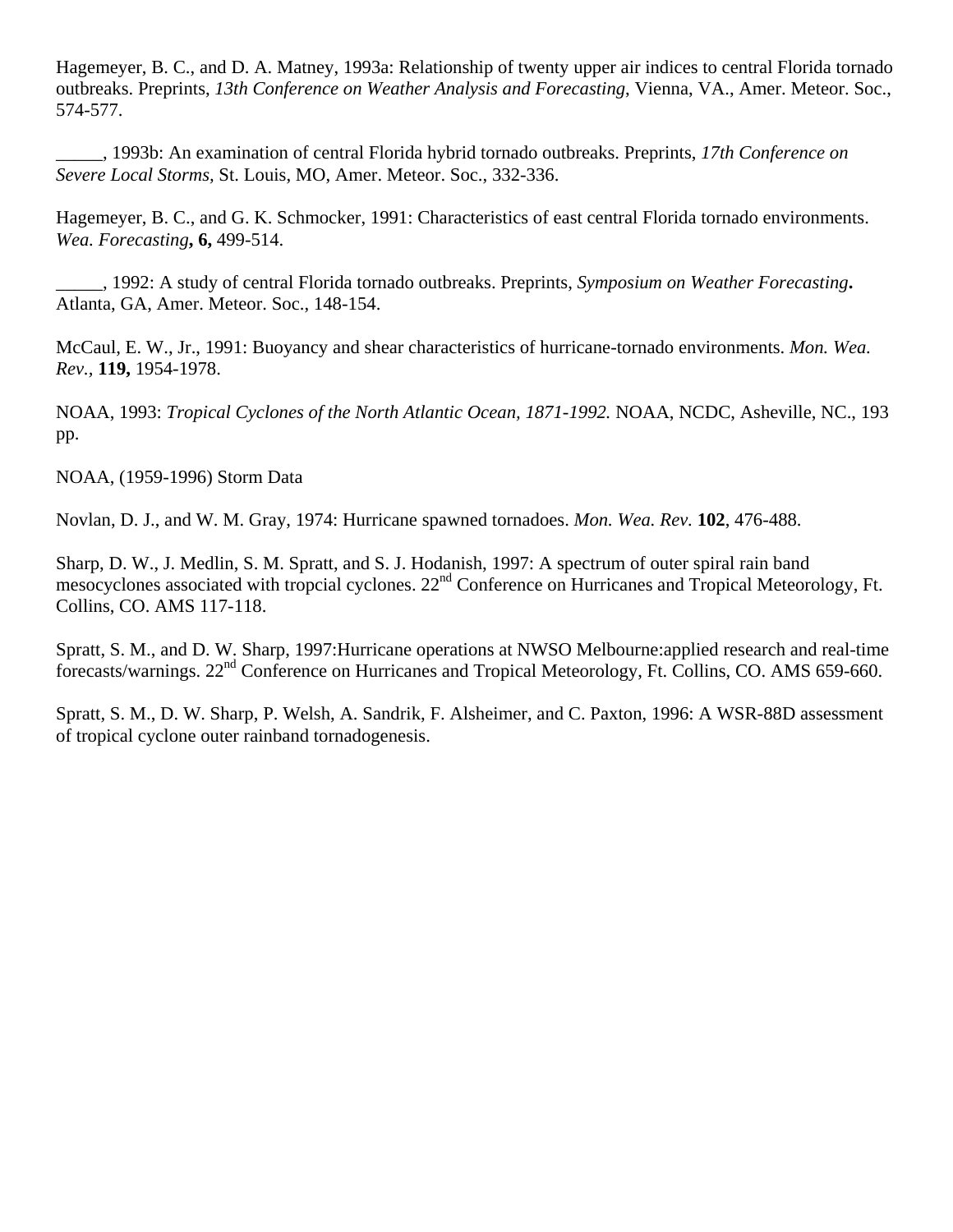Hagemeyer, B. C., and D. A. Matney, 1993a: Relationship of twenty upper air indices to central Florida tornado outbreaks. Preprints, *13th Conference on Weather Analysis and Forecasting*, Vienna, VA., Amer. Meteor. Soc., 574-577.

_____, 1993b: An examination of central Florida hybrid tornado outbreaks. Preprints, *17th Conference on Severe Local Storms*, St. Louis, MO, Amer. Meteor. Soc., 332-336.

Hagemeyer, B. C., and G. K. Schmocker, 1991: Characteristics of east central Florida tornado environments. *Wea. Forecasting***, 6,** 499-514.

_____, 1992: A study of central Florida tornado outbreaks. Preprints, *Symposium on Weather Forecasting***.** Atlanta, GA, Amer. Meteor. Soc., 148-154.

McCaul, E. W., Jr., 1991: Buoyancy and shear characteristics of hurricane-tornado environments. *Mon. Wea. Rev.*, **119,** 1954-1978.

NOAA, 1993: *Tropical Cyclones of the North Atlantic Ocean, 1871-1992.* NOAA, NCDC, Asheville, NC., 193 pp.

NOAA, (1959-1996) Storm Data

Novlan, D. J., and W. M. Gray, 1974: Hurricane spawned tornadoes. *Mon. Wea. Rev.* **102**, 476-488.

Sharp, D. W., J. Medlin, S. M. Spratt, and S. J. Hodanish, 1997: A spectrum of outer spiral rain band mesocyclones associated with tropcial cyclones. 22nd Conference on Hurricanes and Tropical Meteorology, Ft. Collins, CO. AMS 117-118.

Spratt, S. M., and D. W. Sharp, 1997:Hurricane operations at NWSO Melbourne:applied research and real-time forecasts/warnings. 22nd Conference on Hurricanes and Tropical Meteorology, Ft. Collins, CO. AMS 659-660.

Spratt, S. M., D. W. Sharp, P. Welsh, A. Sandrik, F. Alsheimer, and C. Paxton, 1996: A WSR-88D assessment of tropical cyclone outer rainband tornadogenesis.